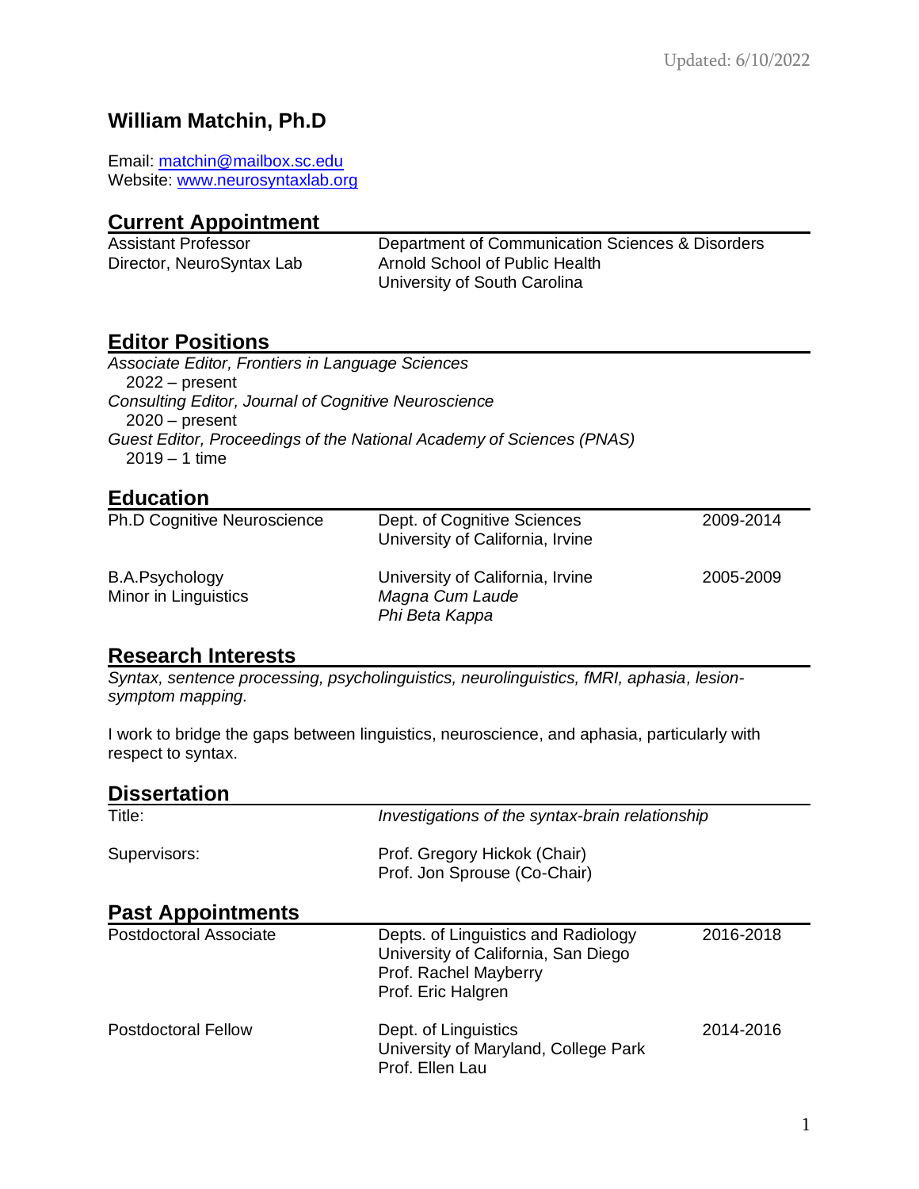Updated: 6/10/2022

# William Matchin, Ph.D

Email: matchin@mailbox.sc.edu
Website: www.neurosyntaxlab.org

## Current Appointment

| | |
|---|---|
| Assistant Professor | Department of Communication Sciences & Disorders |
| Director, NeuroSyntax Lab | Arnold School of Public Health |
| | University of South Carolina |

## Editor Positions

*Associate Editor, Frontiers in Language Sciences*
2022 – present
*Consulting Editor, Journal of Cognitive Neuroscience*
2020 – present
*Guest Editor, Proceedings of the National Academy of Sciences (PNAS)*
2019 – 1 time

## Education

| | | |
|---|---|---|
| Ph.D Cognitive Neuroscience | Dept. of Cognitive Sciences<br>University of California, Irvine | 2009-2014 |
| B.A.Psychology<br>Minor in Linguistics | University of California, Irvine<br>*Magna Cum Laude*<br>*Phi Beta Kappa* | 2005-2009 |

## Research Interests

*Syntax, sentence processing, psycholinguistics, neurolinguistics, fMRI, aphasia, lesion-symptom mapping.*

I work to bridge the gaps between linguistics, neuroscience, and aphasia, particularly with respect to syntax.

## Dissertation

| | |
|---|---|
| Title: | *Investigations of the syntax-brain relationship* |
| Supervisors: | Prof. Gregory Hickok (Chair)<br>Prof. Jon Sprouse (Co-Chair) |

## Past Appointments

| | | |
|---|---|---|
| Postdoctoral Associate | Depts. of Linguistics and Radiology<br>University of California, San Diego<br>Prof. Rachel Mayberry<br>Prof. Eric Halgren | 2016-2018 |
| Postdoctoral Fellow | Dept. of Linguistics<br>University of Maryland, College Park<br>Prof. Ellen Lau | 2014-2016 |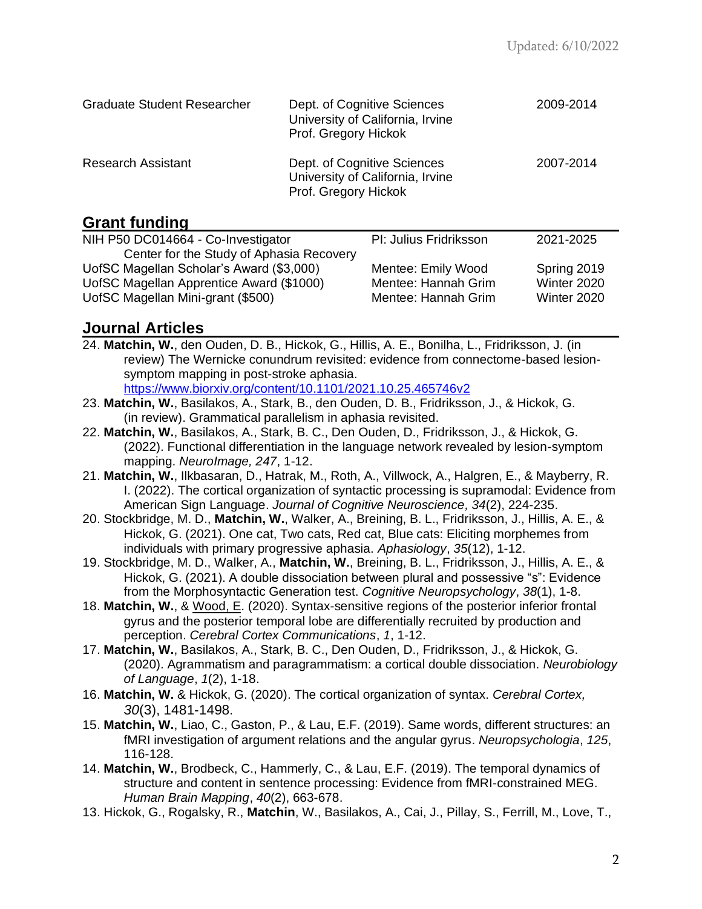| | | |
|---|---|---|
| Graduate Student Researcher | Dept. of Cognitive Sciences<br>University of California, Irvine<br>Prof. Gregory Hickok | 2009-2014 |
| Research Assistant | Dept. of Cognitive Sciences<br>University of California, Irvine<br>Prof. Gregory Hickok | 2007-2014 |

## Grant funding

| | | |
|---|---|---|
| NIH P50 DC014664 - Co-Investigator<br>Center for the Study of Aphasia Recovery | PI: Julius Fridriksson | 2021-2025 |
| UofSC Magellan Scholar's Award ($3,000) | Mentee: Emily Wood | Spring 2019 |
| UofSC Magellan Apprentice Award ($1000) | Mentee: Hannah Grim | Winter 2020 |
| UofSC Magellan Mini-grant ($500) | Mentee: Hannah Grim | Winter 2020 |

## Journal Articles

24. **Matchin, W.**, den Ouden, D. B., Hickok, G., Hillis, A. E., Bonilha, L., Fridriksson, J. (in review) The Wernicke conundrum revisited: evidence from connectome-based lesion-symptom mapping in post-stroke aphasia. https://www.biorxiv.org/content/10.1101/2021.10.25.465746v2
23. **Matchin, W.**, Basilakos, A., Stark, B., den Ouden, D. B., Fridriksson, J., & Hickok, G. (in review). Grammatical parallelism in aphasia revisited.
22. **Matchin, W.**, Basilakos, A., Stark, B. C., Den Ouden, D., Fridriksson, J., & Hickok, G. (2022). Functional differentiation in the language network revealed by lesion-symptom mapping. *NeuroImage, 247*, 1-12.
21. **Matchin, W.**, Ilkbasaran, D., Hatrak, M., Roth, A., Villwock, A., Halgren, E., & Mayberry, R. I. (2022). The cortical organization of syntactic processing is supramodal: Evidence from American Sign Language. *Journal of Cognitive Neuroscience, 34*(2), 224-235.
20. Stockbridge, M. D., **Matchin, W.**, Walker, A., Breining, B. L., Fridriksson, J., Hillis, A. E., & Hickok, G. (2021). One cat, Two cats, Red cat, Blue cats: Eliciting morphemes from individuals with primary progressive aphasia. *Aphasiology*, *35*(12), 1-12.
19. Stockbridge, M. D., Walker, A., **Matchin, W.**, Breining, B. L., Fridriksson, J., Hillis, A. E., & Hickok, G. (2021). A double dissociation between plural and possessive "s": Evidence from the Morphosyntactic Generation test. *Cognitive Neuropsychology*, *38*(1), 1-8.
18. **Matchin, W.**, & <u>Wood, E</u>. (2020). Syntax-sensitive regions of the posterior inferior frontal gyrus and the posterior temporal lobe are differentially recruited by production and perception. *Cerebral Cortex Communications*, *1*, 1-12.
17. **Matchin, W.**, Basilakos, A., Stark, B. C., Den Ouden, D., Fridriksson, J., & Hickok, G. (2020). Agrammatism and paragrammatism: a cortical double dissociation. *Neurobiology of Language*, *1*(2), 1-18.
16. **Matchin, W.** & Hickok, G. (2020). The cortical organization of syntax. *Cerebral Cortex, 30*(3), 1481-1498.
15. **Matchin, W.**, Liao, C., Gaston, P., & Lau, E.F. (2019). Same words, different structures: an fMRI investigation of argument relations and the angular gyrus. *Neuropsychologia*, *125*, 116-128.
14. **Matchin, W.**, Brodbeck, C., Hammerly, C., & Lau, E.F. (2019). The temporal dynamics of structure and content in sentence processing: Evidence from fMRI-constrained MEG. *Human Brain Mapping*, *40*(2), 663-678.
13. Hickok, G., Rogalsky, R., **Matchin**, W., Basilakos, A., Cai, J., Pillay, S., Ferrill, M., Love, T.,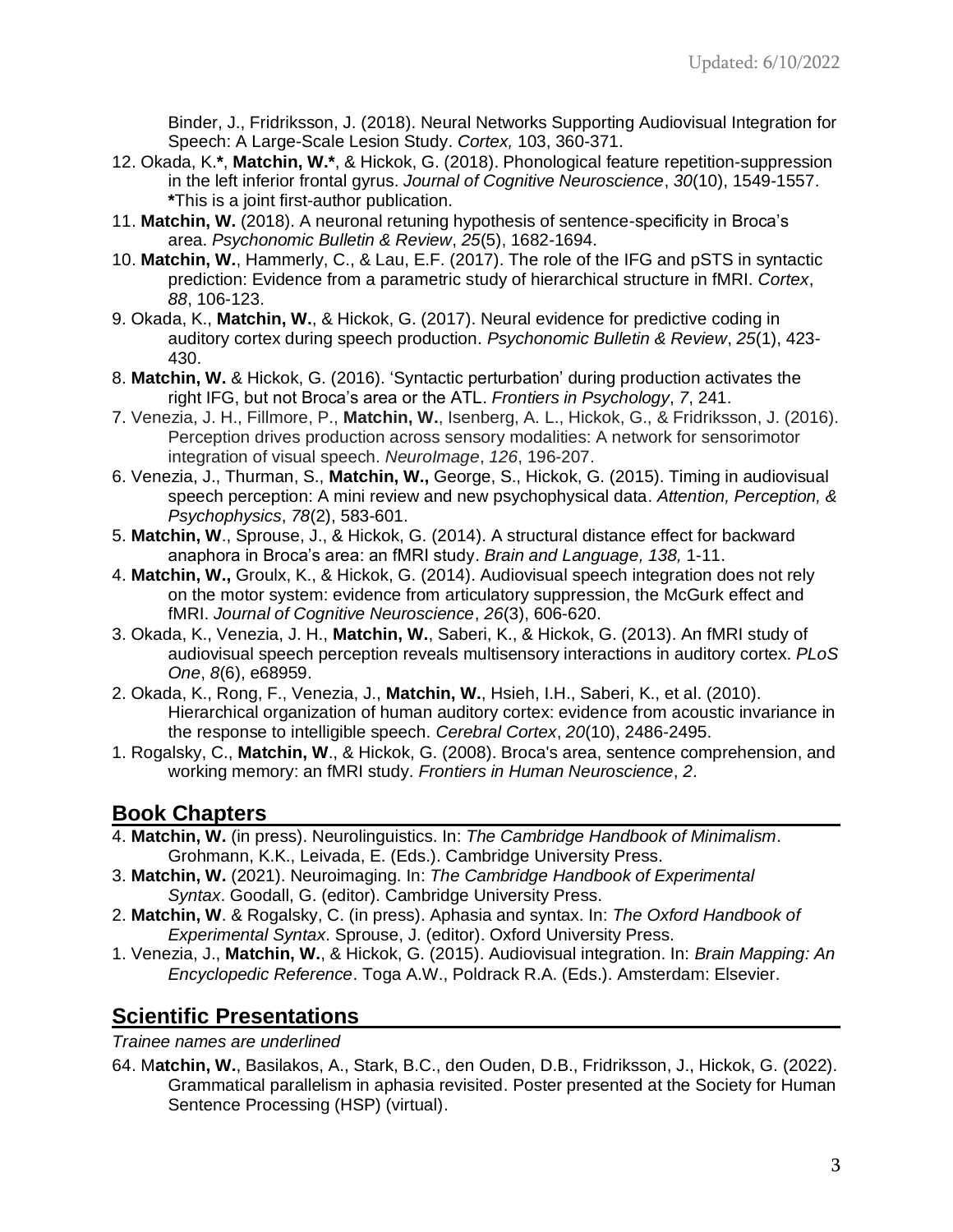Binder, J., Fridriksson, J. (2018). Neural Networks Supporting Audiovisual Integration for Speech: A Large-Scale Lesion Study. *Cortex,* 103, 360-371.

12. Okada, K.*, **Matchin, W.***, & Hickok, G. (2018). Phonological feature repetition-suppression in the left inferior frontal gyrus. *Journal of Cognitive Neuroscience*, *30*(10), 1549-1557. *This is a joint first-author publication.
11. **Matchin, W.** (2018). A neuronal retuning hypothesis of sentence-specificity in Broca's area. *Psychonomic Bulletin & Review*, *25*(5), 1682-1694.
10. **Matchin, W.**, Hammerly, C., & Lau, E.F. (2017). The role of the IFG and pSTS in syntactic prediction: Evidence from a parametric study of hierarchical structure in fMRI. *Cortex*, *88*, 106-123.
9. Okada, K., **Matchin, W.**, & Hickok, G. (2017). Neural evidence for predictive coding in auditory cortex during speech production. *Psychonomic Bulletin & Review*, *25*(1), 423-430.
8. **Matchin, W.** & Hickok, G. (2016). 'Syntactic perturbation' during production activates the right IFG, but not Broca's area or the ATL. *Frontiers in Psychology*, *7*, 241.
7. Venezia, J. H., Fillmore, P., **Matchin, W.**, Isenberg, A. L., Hickok, G., & Fridriksson, J. (2016). Perception drives production across sensory modalities: A network for sensorimotor integration of visual speech. *NeuroImage*, *126*, 196-207.
6. Venezia, J., Thurman, S., **Matchin, W.,** George, S., Hickok, G. (2015). Timing in audiovisual speech perception: A mini review and new psychophysical data. *Attention, Perception, & Psychophysics*, *78*(2), 583-601.
5. **Matchin, W**., Sprouse, J., & Hickok, G. (2014). A structural distance effect for backward anaphora in Broca's area: an fMRI study. *Brain and Language, 138,* 1-11.
4. **Matchin, W.,** Groulx, K., & Hickok, G. (2014). Audiovisual speech integration does not rely on the motor system: evidence from articulatory suppression, the McGurk effect and fMRI. *Journal of Cognitive Neuroscience*, *26*(3), 606-620.
3. Okada, K., Venezia, J. H., **Matchin, W.**, Saberi, K., & Hickok, G. (2013). An fMRI study of audiovisual speech perception reveals multisensory interactions in auditory cortex. *PLoS One*, *8*(6), e68959.
2. Okada, K., Rong, F., Venezia, J., **Matchin, W.**, Hsieh, I.H., Saberi, K., et al. (2010). Hierarchical organization of human auditory cortex: evidence from acoustic invariance in the response to intelligible speech. *Cerebral Cortex*, *20*(10), 2486-2495.
1. Rogalsky, C., **Matchin, W**., & Hickok, G. (2008). Broca's area, sentence comprehension, and working memory: an fMRI study. *Frontiers in Human Neuroscience*, *2*.

## Book Chapters

4. **Matchin, W.** (in press). Neurolinguistics. In: *The Cambridge Handbook of Minimalism*. Grohmann, K.K., Leivada, E. (Eds.). Cambridge University Press.
3. **Matchin, W.** (2021). Neuroimaging. In: *The Cambridge Handbook of Experimental Syntax*. Goodall, G. (editor). Cambridge University Press.
2. **Matchin, W**. & Rogalsky, C. (in press). Aphasia and syntax. In: *The Oxford Handbook of Experimental Syntax*. Sprouse, J. (editor). Oxford University Press.
1. Venezia, J., **Matchin, W.**, & Hickok, G. (2015). Audiovisual integration. In: *Brain Mapping: An Encyclopedic Reference*. Toga A.W., Poldrack R.A. (Eds.). Amsterdam: Elsevier.

## Scientific Presentations

*Trainee names are underlined*

64. M**atchin, W.**, Basilakos, A., Stark, B.C., den Ouden, D.B., Fridriksson, J., Hickok, G. (2022). Grammatical parallelism in aphasia revisited. Poster presented at the Society for Human Sentence Processing (HSP) (virtual).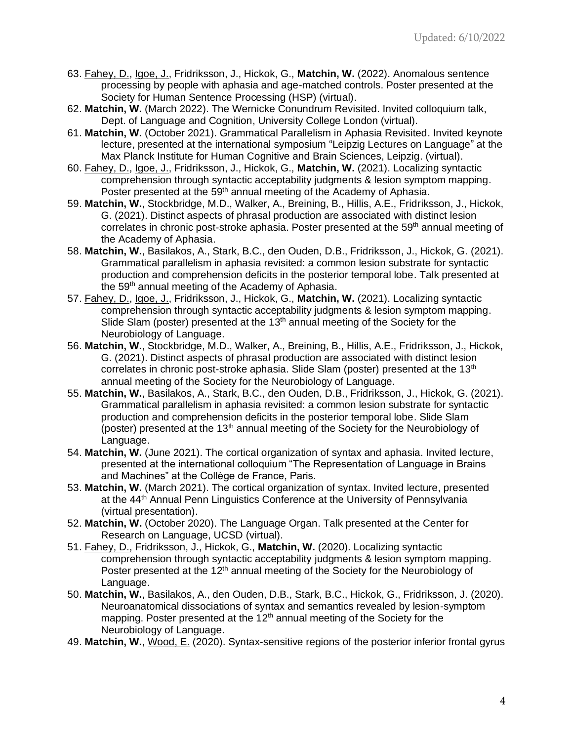63. <u>Fahey, D.</u>, <u>Igoe, J.</u>, Fridriksson, J., Hickok, G., **Matchin, W.** (2022). Anomalous sentence processing by people with aphasia and age-matched controls. Poster presented at the Society for Human Sentence Processing (HSP) (virtual).
62. **Matchin, W.** (March 2022). The Wernicke Conundrum Revisited. Invited colloquium talk, Dept. of Language and Cognition, University College London (virtual).
61. **Matchin, W.** (October 2021). Grammatical Parallelism in Aphasia Revisited. Invited keynote lecture, presented at the international symposium "Leipzig Lectures on Language" at the Max Planck Institute for Human Cognitive and Brain Sciences, Leipzig. (virtual).
60. <u>Fahey, D.</u>, <u>Igoe, J.</u>, Fridriksson, J., Hickok, G., **Matchin, W.** (2021). Localizing syntactic comprehension through syntactic acceptability judgments & lesion symptom mapping. Poster presented at the 59th annual meeting of the Academy of Aphasia.
59. **Matchin, W.**, Stockbridge, M.D., Walker, A., Breining, B., Hillis, A.E., Fridriksson, J., Hickok, G. (2021). Distinct aspects of phrasal production are associated with distinct lesion correlates in chronic post-stroke aphasia. Poster presented at the 59th annual meeting of the Academy of Aphasia.
58. **Matchin, W.**, Basilakos, A., Stark, B.C., den Ouden, D.B., Fridriksson, J., Hickok, G. (2021). Grammatical parallelism in aphasia revisited: a common lesion substrate for syntactic production and comprehension deficits in the posterior temporal lobe. Talk presented at the 59th annual meeting of the Academy of Aphasia.
57. <u>Fahey, D.</u>, <u>Igoe, J.</u>, Fridriksson, J., Hickok, G., **Matchin, W.** (2021). Localizing syntactic comprehension through syntactic acceptability judgments & lesion symptom mapping. Slide Slam (poster) presented at the 13th annual meeting of the Society for the Neurobiology of Language.
56. **Matchin, W.**, Stockbridge, M.D., Walker, A., Breining, B., Hillis, A.E., Fridriksson, J., Hickok, G. (2021). Distinct aspects of phrasal production are associated with distinct lesion correlates in chronic post-stroke aphasia. Slide Slam (poster) presented at the 13th annual meeting of the Society for the Neurobiology of Language.
55. **Matchin, W.**, Basilakos, A., Stark, B.C., den Ouden, D.B., Fridriksson, J., Hickok, G. (2021). Grammatical parallelism in aphasia revisited: a common lesion substrate for syntactic production and comprehension deficits in the posterior temporal lobe. Slide Slam (poster) presented at the 13th annual meeting of the Society for the Neurobiology of Language.
54. **Matchin, W.** (June 2021). The cortical organization of syntax and aphasia. Invited lecture, presented at the international colloquium "The Representation of Language in Brains and Machines" at the Collège de France, Paris.
53. **Matchin, W.** (March 2021). The cortical organization of syntax. Invited lecture, presented at the 44th Annual Penn Linguistics Conference at the University of Pennsylvania (virtual presentation).
52. **Matchin, W.** (October 2020). The Language Organ. Talk presented at the Center for Research on Language, UCSD (virtual).
51. <u>Fahey, D.,</u> Fridriksson, J., Hickok, G., **Matchin, W.** (2020). Localizing syntactic comprehension through syntactic acceptability judgments & lesion symptom mapping. Poster presented at the 12th annual meeting of the Society for the Neurobiology of Language.
50. **Matchin, W.**, Basilakos, A., den Ouden, D.B., Stark, B.C., Hickok, G., Fridriksson, J. (2020). Neuroanatomical dissociations of syntax and semantics revealed by lesion-symptom mapping. Poster presented at the 12th annual meeting of the Society for the Neurobiology of Language.
49. **Matchin, W.**, <u>Wood, E.</u> (2020). Syntax-sensitive regions of the posterior inferior frontal gyrus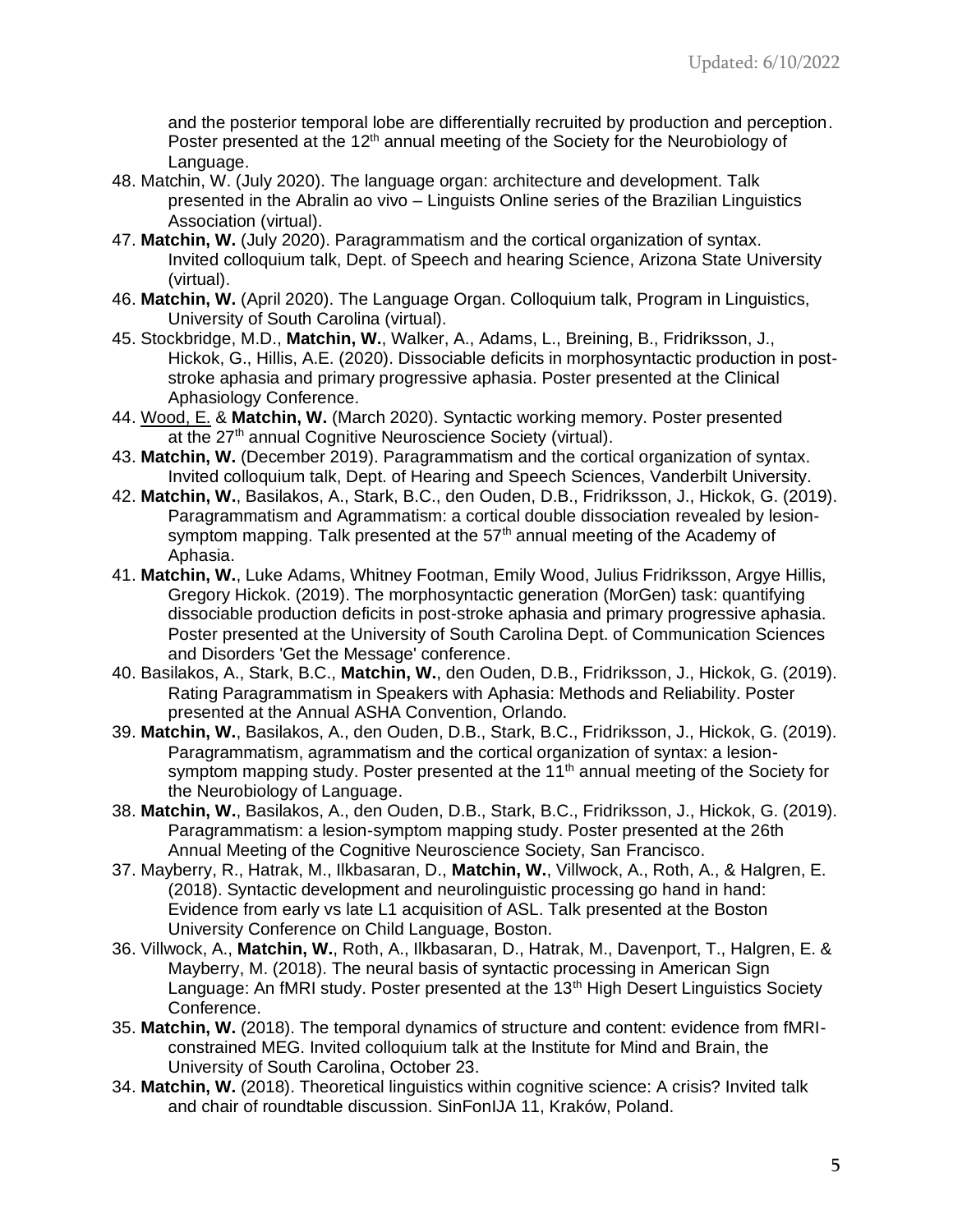and the posterior temporal lobe are differentially recruited by production and perception. Poster presented at the 12th annual meeting of the Society for the Neurobiology of Language.

48. Matchin, W. (July 2020). The language organ: architecture and development. Talk presented in the Abralin ao vivo – Linguists Online series of the Brazilian Linguistics Association (virtual).
47. **Matchin, W.** (July 2020). Paragrammatism and the cortical organization of syntax. Invited colloquium talk, Dept. of Speech and hearing Science, Arizona State University (virtual).
46. **Matchin, W.** (April 2020). The Language Organ. Colloquium talk, Program in Linguistics, University of South Carolina (virtual).
45. Stockbridge, M.D., **Matchin, W.**, Walker, A., Adams, L., Breining, B., Fridriksson, J., Hickok, G., Hillis, A.E. (2020). Dissociable deficits in morphosyntactic production in post-stroke aphasia and primary progressive aphasia. Poster presented at the Clinical Aphasiology Conference.
44. Wood, E. & **Matchin, W.** (March 2020). Syntactic working memory. Poster presented at the 27th annual Cognitive Neuroscience Society (virtual).
43. **Matchin, W.** (December 2019). Paragrammatism and the cortical organization of syntax. Invited colloquium talk, Dept. of Hearing and Speech Sciences, Vanderbilt University.
42. **Matchin, W.**, Basilakos, A., Stark, B.C., den Ouden, D.B., Fridriksson, J., Hickok, G. (2019). Paragrammatism and Agrammatism: a cortical double dissociation revealed by lesion-symptom mapping. Talk presented at the 57th annual meeting of the Academy of Aphasia.
41. **Matchin, W.**, Luke Adams, Whitney Footman, Emily Wood, Julius Fridriksson, Argye Hillis, Gregory Hickok. (2019). The morphosyntactic generation (MorGen) task: quantifying dissociable production deficits in post-stroke aphasia and primary progressive aphasia. Poster presented at the University of South Carolina Dept. of Communication Sciences and Disorders 'Get the Message' conference.
40. Basilakos, A., Stark, B.C., **Matchin, W.**, den Ouden, D.B., Fridriksson, J., Hickok, G. (2019). Rating Paragrammatism in Speakers with Aphasia: Methods and Reliability. Poster presented at the Annual ASHA Convention, Orlando.
39. **Matchin, W.**, Basilakos, A., den Ouden, D.B., Stark, B.C., Fridriksson, J., Hickok, G. (2019). Paragrammatism, agrammatism and the cortical organization of syntax: a lesion-symptom mapping study. Poster presented at the 11th annual meeting of the Society for the Neurobiology of Language.
38. **Matchin, W.**, Basilakos, A., den Ouden, D.B., Stark, B.C., Fridriksson, J., Hickok, G. (2019). Paragrammatism: a lesion-symptom mapping study. Poster presented at the 26th Annual Meeting of the Cognitive Neuroscience Society, San Francisco.
37. Mayberry, R., Hatrak, M., Ilkbasaran, D., **Matchin, W.**, Villwock, A., Roth, A., & Halgren, E. (2018). Syntactic development and neurolinguistic processing go hand in hand: Evidence from early vs late L1 acquisition of ASL. Talk presented at the Boston University Conference on Child Language, Boston.
36. Villwock, A., **Matchin, W.**, Roth, A., Ilkbasaran, D., Hatrak, M., Davenport, T., Halgren, E. & Mayberry, M. (2018). The neural basis of syntactic processing in American Sign Language: An fMRI study. Poster presented at the 13th High Desert Linguistics Society Conference.
35. **Matchin, W.** (2018). The temporal dynamics of structure and content: evidence from fMRI-constrained MEG. Invited colloquium talk at the Institute for Mind and Brain, the University of South Carolina, October 23.
34. **Matchin, W.** (2018). Theoretical linguistics within cognitive science: A crisis? Invited talk and chair of roundtable discussion. SinFonIJA 11, Kraków, Poland.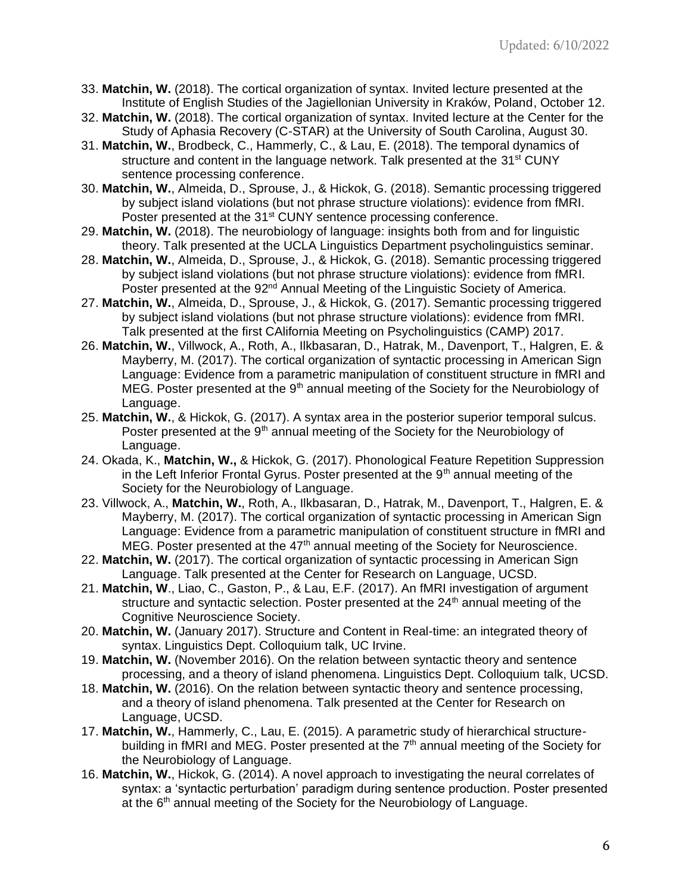33. **Matchin, W.** (2018). The cortical organization of syntax. Invited lecture presented at the Institute of English Studies of the Jagiellonian University in Kraków, Poland, October 12.
32. **Matchin, W.** (2018). The cortical organization of syntax. Invited lecture at the Center for the Study of Aphasia Recovery (C-STAR) at the University of South Carolina, August 30.
31. **Matchin, W.**, Brodbeck, C., Hammerly, C., & Lau, E. (2018). The temporal dynamics of structure and content in the language network. Talk presented at the 31st CUNY sentence processing conference.
30. **Matchin, W.**, Almeida, D., Sprouse, J., & Hickok, G. (2018). Semantic processing triggered by subject island violations (but not phrase structure violations): evidence from fMRI. Poster presented at the 31st CUNY sentence processing conference.
29. **Matchin, W.** (2018). The neurobiology of language: insights both from and for linguistic theory. Talk presented at the UCLA Linguistics Department psycholinguistics seminar.
28. **Matchin, W.**, Almeida, D., Sprouse, J., & Hickok, G. (2018). Semantic processing triggered by subject island violations (but not phrase structure violations): evidence from fMRI. Poster presented at the 92nd Annual Meeting of the Linguistic Society of America.
27. **Matchin, W.**, Almeida, D., Sprouse, J., & Hickok, G. (2017). Semantic processing triggered by subject island violations (but not phrase structure violations): evidence from fMRI. Talk presented at the first CAlifornia Meeting on Psycholinguistics (CAMP) 2017.
26. **Matchin, W.**, Villwock, A., Roth, A., Ilkbasaran, D., Hatrak, M., Davenport, T., Halgren, E. & Mayberry, M. (2017). The cortical organization of syntactic processing in American Sign Language: Evidence from a parametric manipulation of constituent structure in fMRI and MEG. Poster presented at the 9th annual meeting of the Society for the Neurobiology of Language.
25. **Matchin, W.**, & Hickok, G. (2017). A syntax area in the posterior superior temporal sulcus. Poster presented at the 9th annual meeting of the Society for the Neurobiology of Language.
24. Okada, K., **Matchin, W.,** & Hickok, G. (2017). Phonological Feature Repetition Suppression in the Left Inferior Frontal Gyrus. Poster presented at the 9th annual meeting of the Society for the Neurobiology of Language.
23. Villwock, A., **Matchin, W.**, Roth, A., Ilkbasaran, D., Hatrak, M., Davenport, T., Halgren, E. & Mayberry, M. (2017). The cortical organization of syntactic processing in American Sign Language: Evidence from a parametric manipulation of constituent structure in fMRI and MEG. Poster presented at the 47th annual meeting of the Society for Neuroscience.
22. **Matchin, W.** (2017). The cortical organization of syntactic processing in American Sign Language. Talk presented at the Center for Research on Language, UCSD.
21. **Matchin, W**., Liao, C., Gaston, P., & Lau, E.F. (2017). An fMRI investigation of argument structure and syntactic selection. Poster presented at the 24th annual meeting of the Cognitive Neuroscience Society.
20. **Matchin, W.** (January 2017). Structure and Content in Real-time: an integrated theory of syntax. Linguistics Dept. Colloquium talk, UC Irvine.
19. **Matchin, W.** (November 2016). On the relation between syntactic theory and sentence processing, and a theory of island phenomena. Linguistics Dept. Colloquium talk, UCSD.
18. **Matchin, W.** (2016). On the relation between syntactic theory and sentence processing, and a theory of island phenomena. Talk presented at the Center for Research on Language, UCSD.
17. **Matchin, W.**, Hammerly, C., Lau, E. (2015). A parametric study of hierarchical structure-building in fMRI and MEG. Poster presented at the 7th annual meeting of the Society for the Neurobiology of Language.
16. **Matchin, W.**, Hickok, G. (2014). A novel approach to investigating the neural correlates of syntax: a 'syntactic perturbation' paradigm during sentence production. Poster presented at the 6th annual meeting of the Society for the Neurobiology of Language.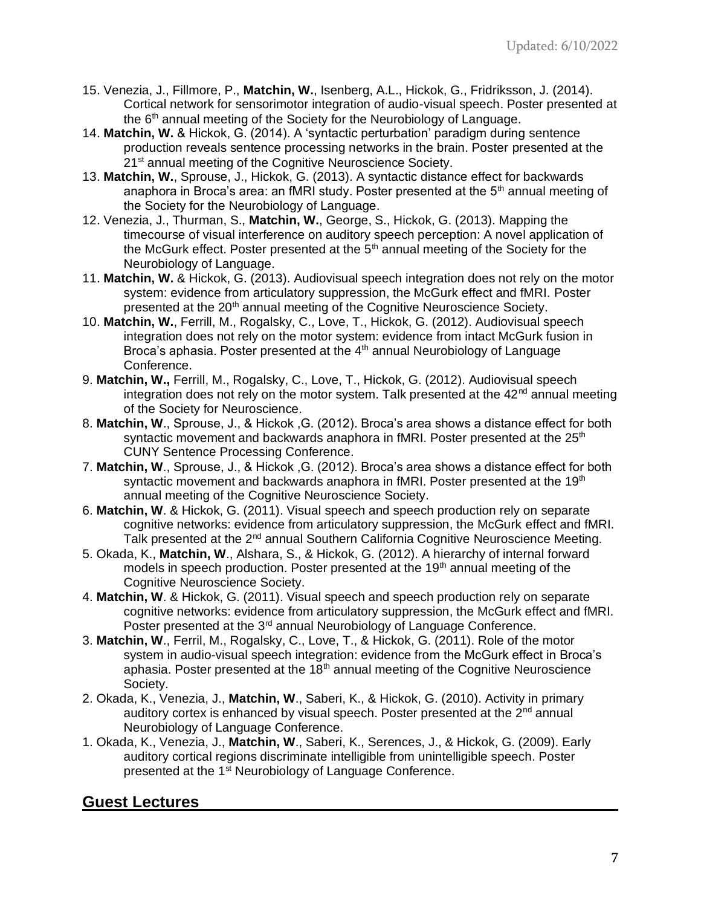15. Venezia, J., Fillmore, P., **Matchin, W.**, Isenberg, A.L., Hickok, G., Fridriksson, J. (2014). Cortical network for sensorimotor integration of audio-visual speech. Poster presented at the 6th annual meeting of the Society for the Neurobiology of Language.
14. **Matchin, W.** & Hickok, G. (2014). A 'syntactic perturbation' paradigm during sentence production reveals sentence processing networks in the brain. Poster presented at the 21st annual meeting of the Cognitive Neuroscience Society.
13. **Matchin, W.**, Sprouse, J., Hickok, G. (2013). A syntactic distance effect for backwards anaphora in Broca's area: an fMRI study. Poster presented at the 5th annual meeting of the Society for the Neurobiology of Language.
12. Venezia, J., Thurman, S., **Matchin, W.**, George, S., Hickok, G. (2013). Mapping the timecourse of visual interference on auditory speech perception: A novel application of the McGurk effect. Poster presented at the 5th annual meeting of the Society for the Neurobiology of Language.
11. **Matchin, W.** & Hickok, G. (2013). Audiovisual speech integration does not rely on the motor system: evidence from articulatory suppression, the McGurk effect and fMRI. Poster presented at the 20th annual meeting of the Cognitive Neuroscience Society.
10. **Matchin, W.**, Ferrill, M., Rogalsky, C., Love, T., Hickok, G. (2012). Audiovisual speech integration does not rely on the motor system: evidence from intact McGurk fusion in Broca's aphasia. Poster presented at the 4th annual Neurobiology of Language Conference.
9. **Matchin, W.,** Ferrill, M., Rogalsky, C., Love, T., Hickok, G. (2012). Audiovisual speech integration does not rely on the motor system. Talk presented at the 42nd annual meeting of the Society for Neuroscience.
8. **Matchin, W**., Sprouse, J., & Hickok ,G. (2012). Broca's area shows a distance effect for both syntactic movement and backwards anaphora in fMRI. Poster presented at the 25th CUNY Sentence Processing Conference.
7. **Matchin, W**., Sprouse, J., & Hickok ,G. (2012). Broca's area shows a distance effect for both syntactic movement and backwards anaphora in fMRI. Poster presented at the 19th annual meeting of the Cognitive Neuroscience Society.
6. **Matchin, W**. & Hickok, G. (2011). Visual speech and speech production rely on separate cognitive networks: evidence from articulatory suppression, the McGurk effect and fMRI. Talk presented at the 2nd annual Southern California Cognitive Neuroscience Meeting.
5. Okada, K., **Matchin, W**., Alshara, S., & Hickok, G. (2012). A hierarchy of internal forward models in speech production. Poster presented at the 19th annual meeting of the Cognitive Neuroscience Society.
4. **Matchin, W**. & Hickok, G. (2011). Visual speech and speech production rely on separate cognitive networks: evidence from articulatory suppression, the McGurk effect and fMRI. Poster presented at the 3rd annual Neurobiology of Language Conference.
3. **Matchin, W**., Ferril, M., Rogalsky, C., Love, T., & Hickok, G. (2011). Role of the motor system in audio-visual speech integration: evidence from the McGurk effect in Broca's aphasia. Poster presented at the 18th annual meeting of the Cognitive Neuroscience Society.
2. Okada, K., Venezia, J., **Matchin, W**., Saberi, K., & Hickok, G. (2010). Activity in primary auditory cortex is enhanced by visual speech. Poster presented at the 2nd annual Neurobiology of Language Conference.
1. Okada, K., Venezia, J., **Matchin, W**., Saberi, K., Serences, J., & Hickok, G. (2009). Early auditory cortical regions discriminate intelligible from unintelligible speech. Poster presented at the 1st Neurobiology of Language Conference.

## Guest Lectures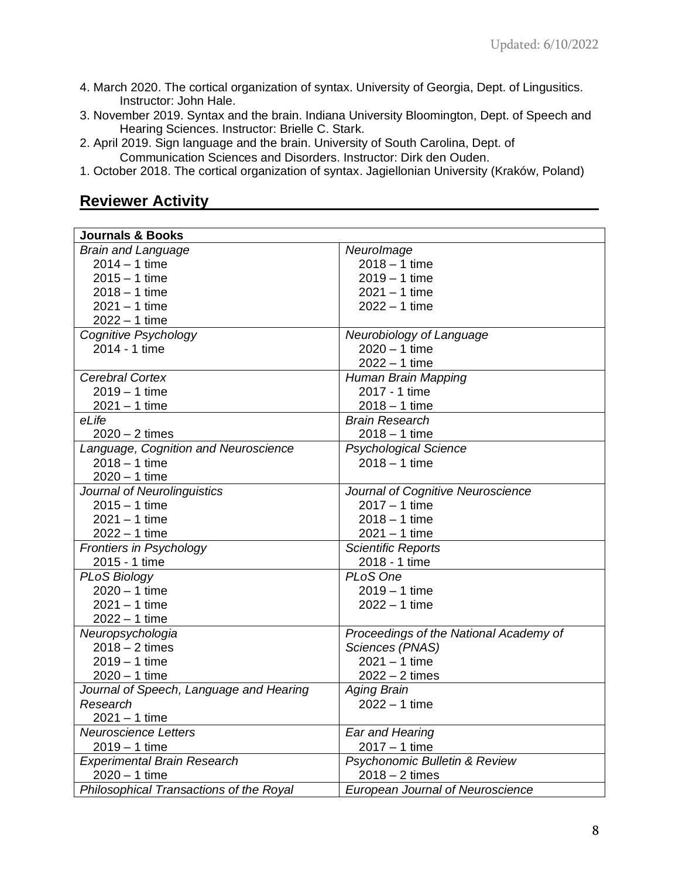4. March 2020. The cortical organization of syntax. University of Georgia, Dept. of Lingusitics. Instructor: John Hale.
3. November 2019. Syntax and the brain. Indiana University Bloomington, Dept. of Speech and Hearing Sciences. Instructor: Brielle C. Stark.
2. April 2019. Sign language and the brain. University of South Carolina, Dept. of Communication Sciences and Disorders. Instructor: Dirk den Ouden.
1. October 2018. The cortical organization of syntax. Jagiellonian University (Kraków, Poland)

## Reviewer Activity

| **Journals & Books** | |
|---|---|
| *Brain and Language*<br>2014 – 1 time<br>2015 – 1 time<br>2018 – 1 time<br>2021 – 1 time<br>2022 – 1 time | *NeuroImage*<br>2018 – 1 time<br>2019 – 1 time<br>2021 – 1 time<br>2022 – 1 time |
| *Cognitive Psychology*<br>2014 - 1 time | *Neurobiology of Language*<br>2020 – 1 time<br>2022 – 1 time |
| *Cerebral Cortex*<br>2019 – 1 time<br>2021 – 1 time | *Human Brain Mapping*<br>2017 - 1 time<br>2018 – 1 time |
| *eLife*<br>2020 – 2 times | *Brain Research*<br>2018 – 1 time |
| *Language, Cognition and Neuroscience*<br>2018 – 1 time<br>2020 – 1 time | *Psychological Science*<br>2018 – 1 time |
| *Journal of Neurolinguistics*<br>2015 – 1 time<br>2021 – 1 time<br>2022 – 1 time | *Journal of Cognitive Neuroscience*<br>2017 – 1 time<br>2018 – 1 time<br>2021 – 1 time |
| *Frontiers in Psychology*<br>2015 - 1 time | *Scientific Reports*<br>2018 - 1 time |
| *PLoS Biology*<br>2020 – 1 time<br>2021 – 1 time<br>2022 – 1 time | *PLoS One*<br>2019 – 1 time<br>2022 – 1 time |
| *Neuropsychologia*<br>2018 – 2 times<br>2019 – 1 time<br>2020 – 1 time | *Proceedings of the National Academy of Sciences (PNAS)*<br>2021 – 1 time<br>2022 – 2 times |
| *Journal of Speech, Language and Hearing Research*<br>2021 – 1 time | *Aging Brain*<br>2022 – 1 time |
| *Neuroscience Letters*<br>2019 – 1 time | *Ear and Hearing*<br>2017 – 1 time |
| *Experimental Brain Research*<br>2020 – 1 time | *Psychonomic Bulletin & Review*<br>2018 – 2 times |
| *Philosophical Transactions of the Royal* | *European Journal of Neuroscience* |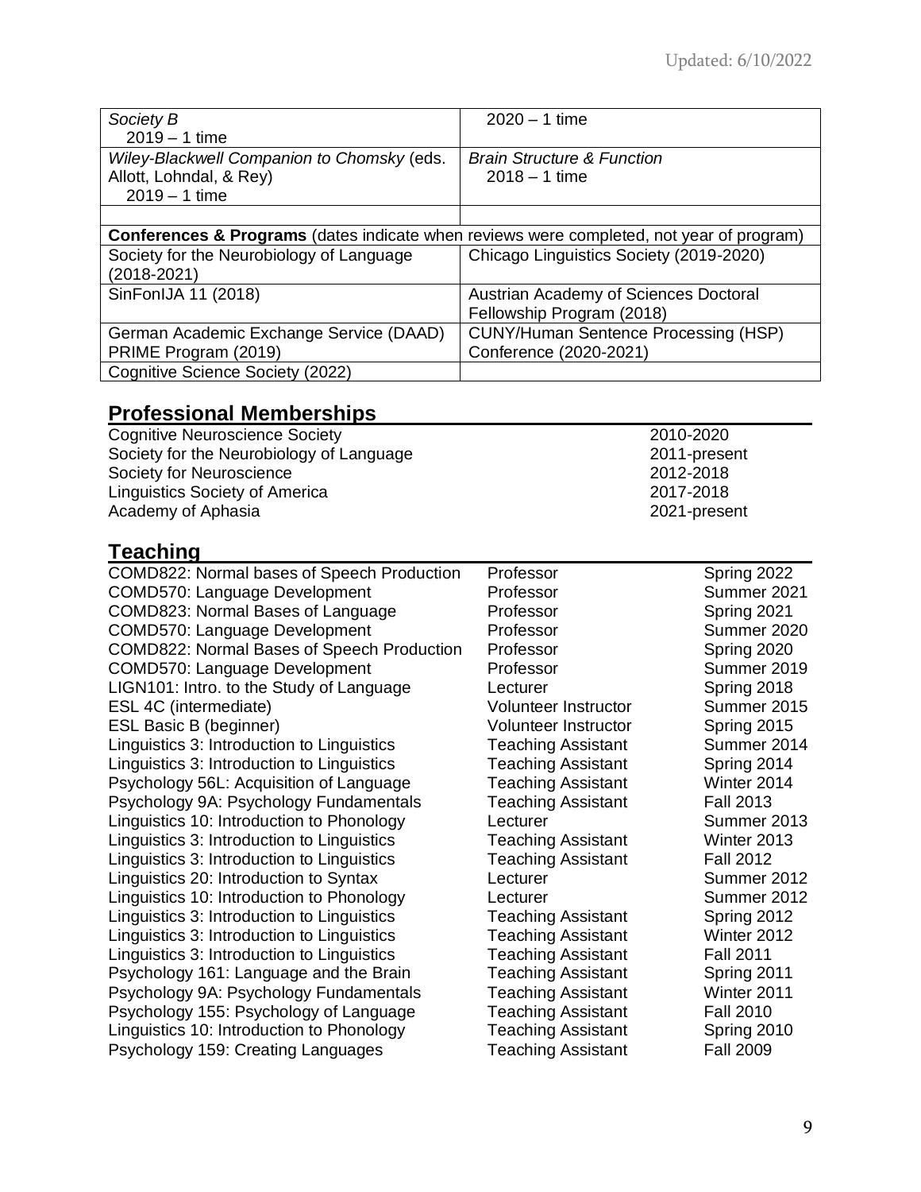| *Society B*<br>2019 – 1 time | 2020 – 1 time |
|---|---|
| *Wiley-Blackwell Companion to Chomsky* (eds. Allott, Lohndal, & Rey)<br>2019 – 1 time | *Brain Structure & Function*<br>2018 – 1 time |
| | |
| **Conferences & Programs** (dates indicate when reviews were completed, not year of program) | |
| Society for the Neurobiology of Language (2018-2021) | Chicago Linguistics Society (2019-2020) |
| SinFonIJA 11 (2018) | Austrian Academy of Sciences Doctoral Fellowship Program (2018) |
| German Academic Exchange Service (DAAD) PRIME Program (2019) | CUNY/Human Sentence Processing (HSP) Conference (2020-2021) |
| Cognitive Science Society (2022) | |

## Professional Memberships

| | |
|---|---|
| Cognitive Neuroscience Society | 2010-2020 |
| Society for the Neurobiology of Language | 2011-present |
| Society for Neuroscience | 2012-2018 |
| Linguistics Society of America | 2017-2018 |
| Academy of Aphasia | 2021-present |

## Teaching

| | | |
|---|---|---|
| COMD822: Normal bases of Speech Production | Professor | Spring 2022 |
| COMD570: Language Development | Professor | Summer 2021 |
| COMD823: Normal Bases of Language | Professor | Spring 2021 |
| COMD570: Language Development | Professor | Summer 2020 |
| COMD822: Normal Bases of Speech Production | Professor | Spring 2020 |
| COMD570: Language Development | Professor | Summer 2019 |
| LIGN101: Intro. to the Study of Language | Lecturer | Spring 2018 |
| ESL 4C (intermediate) | Volunteer Instructor | Summer 2015 |
| ESL Basic B (beginner) | Volunteer Instructor | Spring 2015 |
| Linguistics 3: Introduction to Linguistics | Teaching Assistant | Summer 2014 |
| Linguistics 3: Introduction to Linguistics | Teaching Assistant | Spring 2014 |
| Psychology 56L: Acquisition of Language | Teaching Assistant | Winter 2014 |
| Psychology 9A: Psychology Fundamentals | Teaching Assistant | Fall 2013 |
| Linguistics 10: Introduction to Phonology | Lecturer | Summer 2013 |
| Linguistics 3: Introduction to Linguistics | Teaching Assistant | Winter 2013 |
| Linguistics 3: Introduction to Linguistics | Teaching Assistant | Fall 2012 |
| Linguistics 20: Introduction to Syntax | Lecturer | Summer 2012 |
| Linguistics 10: Introduction to Phonology | Lecturer | Summer 2012 |
| Linguistics 3: Introduction to Linguistics | Teaching Assistant | Spring 2012 |
| Linguistics 3: Introduction to Linguistics | Teaching Assistant | Winter 2012 |
| Linguistics 3: Introduction to Linguistics | Teaching Assistant | Fall 2011 |
| Psychology 161: Language and the Brain | Teaching Assistant | Spring 2011 |
| Psychology 9A: Psychology Fundamentals | Teaching Assistant | Winter 2011 |
| Psychology 155: Psychology of Language | Teaching Assistant | Fall 2010 |
| Linguistics 10: Introduction to Phonology | Teaching Assistant | Spring 2010 |
| Psychology 159: Creating Languages | Teaching Assistant | Fall 2009 |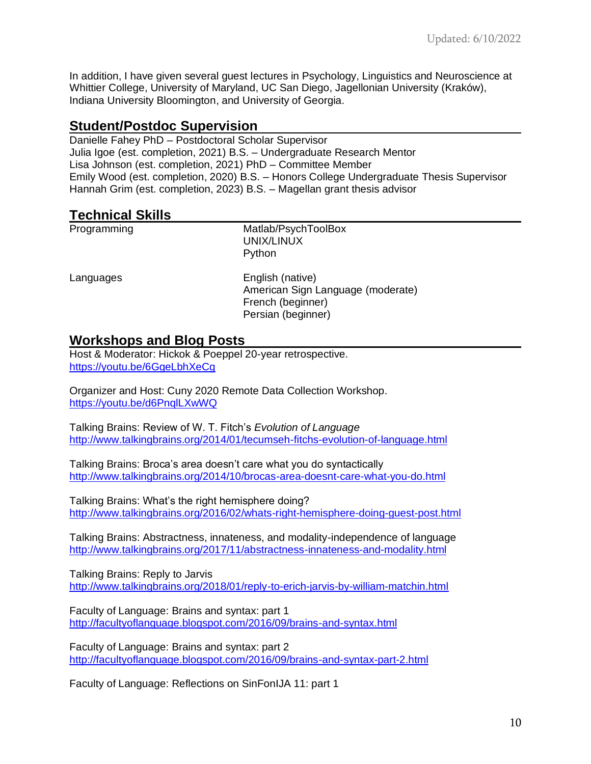In addition, I have given several guest lectures in Psychology, Linguistics and Neuroscience at Whittier College, University of Maryland, UC San Diego, Jagellonian University (Kraków), Indiana University Bloomington, and University of Georgia.

## Student/Postdoc Supervision

Danielle Fahey PhD – Postdoctoral Scholar Supervisor
Julia Igoe (est. completion, 2021) B.S. – Undergraduate Research Mentor
Lisa Johnson (est. completion, 2021) PhD – Committee Member
Emily Wood (est. completion, 2020) B.S. – Honors College Undergraduate Thesis Supervisor
Hannah Grim (est. completion, 2023) B.S. – Magellan grant thesis advisor

## Technical Skills

| | |
|---|---|
| Programming | Matlab/PsychToolBox<br>UNIX/LINUX<br>Python |
| Languages | English (native)<br>American Sign Language (moderate)<br>French (beginner)<br>Persian (beginner) |

## Workshops and Blog Posts

Host & Moderator: Hickok & Poeppel 20-year retrospective.
https://youtu.be/6GgeLbhXeCg

Organizer and Host: Cuny 2020 Remote Data Collection Workshop.
https://youtu.be/d6PnqlLXwWQ

Talking Brains: Review of W. T. Fitch's *Evolution of Language*
http://www.talkingbrains.org/2014/01/tecumseh-fitchs-evolution-of-language.html

Talking Brains: Broca's area doesn't care what you do syntactically
http://www.talkingbrains.org/2014/10/brocas-area-doesnt-care-what-you-do.html

Talking Brains: What's the right hemisphere doing?
http://www.talkingbrains.org/2016/02/whats-right-hemisphere-doing-guest-post.html

Talking Brains: Abstractness, innateness, and modality-independence of language
http://www.talkingbrains.org/2017/11/abstractness-innateness-and-modality.html

Talking Brains: Reply to Jarvis
http://www.talkingbrains.org/2018/01/reply-to-erich-jarvis-by-william-matchin.html

Faculty of Language: Brains and syntax: part 1
http://facultyoflanguage.blogspot.com/2016/09/brains-and-syntax.html

Faculty of Language: Brains and syntax: part 2
http://facultyoflanguage.blogspot.com/2016/09/brains-and-syntax-part-2.html

Faculty of Language: Reflections on SinFonIJA 11: part 1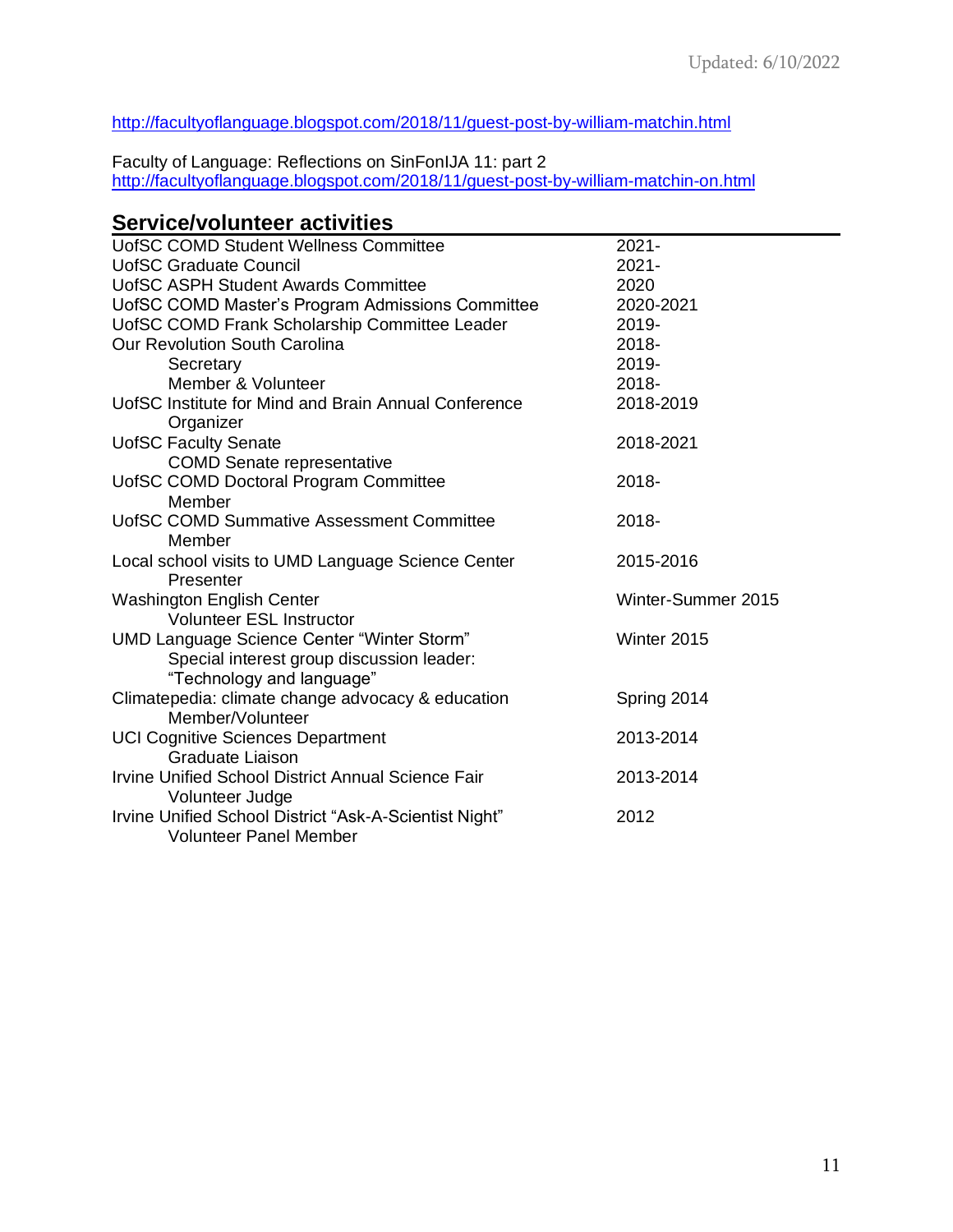http://facultyoflanguage.blogspot.com/2018/11/guest-post-by-william-matchin.html

Faculty of Language: Reflections on SinFonIJA 11: part 2
http://facultyoflanguage.blogspot.com/2018/11/guest-post-by-william-matchin-on.html

## Service/volunteer activities

| | |
|---|---|
| UofSC COMD Student Wellness Committee | 2021- |
| UofSC Graduate Council | 2021- |
| UofSC ASPH Student Awards Committee | 2020 |
| UofSC COMD Master's Program Admissions Committee | 2020-2021 |
| UofSC COMD Frank Scholarship Committee Leader | 2019- |
| Our Revolution South Carolina | 2018- |
| Secretary | 2019- |
| Member & Volunteer | 2018- |
| UofSC Institute for Mind and Brain Annual Conference Organizer | 2018-2019 |
| UofSC Faculty Senate COMD Senate representative | 2018-2021 |
| UofSC COMD Doctoral Program Committee Member | 2018- |
| UofSC COMD Summative Assessment Committee Member | 2018- |
| Local school visits to UMD Language Science Center Presenter | 2015-2016 |
| Washington English Center Volunteer ESL Instructor | Winter-Summer 2015 |
| UMD Language Science Center "Winter Storm" Special interest group discussion leader: "Technology and language" | Winter 2015 |
| Climatepedia: climate change advocacy & education Member/Volunteer | Spring 2014 |
| UCI Cognitive Sciences Department Graduate Liaison | 2013-2014 |
| Irvine Unified School District Annual Science Fair Volunteer Judge | 2013-2014 |
| Irvine Unified School District "Ask-A-Scientist Night" Volunteer Panel Member | 2012 |